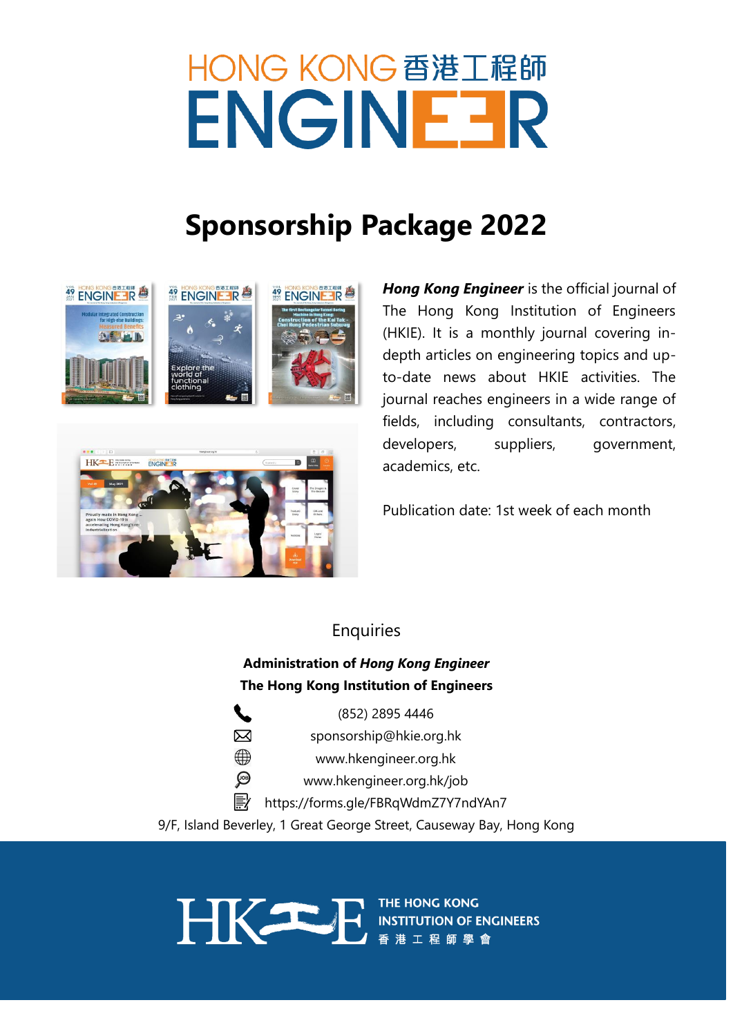# HONG KONG 香港工程師 ENGINEER

## Sponsorship Package 2022

***Hong Kong Engineer*** is the official journal of The Hong Kong Institution of Engineers (HKIE). It is a monthly journal covering in-depth articles on engineering topics and up-to-date news about HKIE activities. The journal reaches engineers in a wide range of fields, including consultants, contractors, developers, suppliers, government, academics, etc.

Publication date: 1st week of each month

### Enquiries

**Administration of *Hong Kong Engineer***
**The Hong Kong Institution of Engineers**

(852) 2895 4446
sponsorship@hkie.org.hk
www.hkengineer.org.hk
www.hkengineer.org.hk/job
https://forms.gle/FBRqWdmZ7Y7ndYAn7

9/F, Island Beverley, 1 Great George Street, Causeway Bay, Hong Kong

THE HONG KONG INSTITUTION OF ENGINEERS
香港工程師學會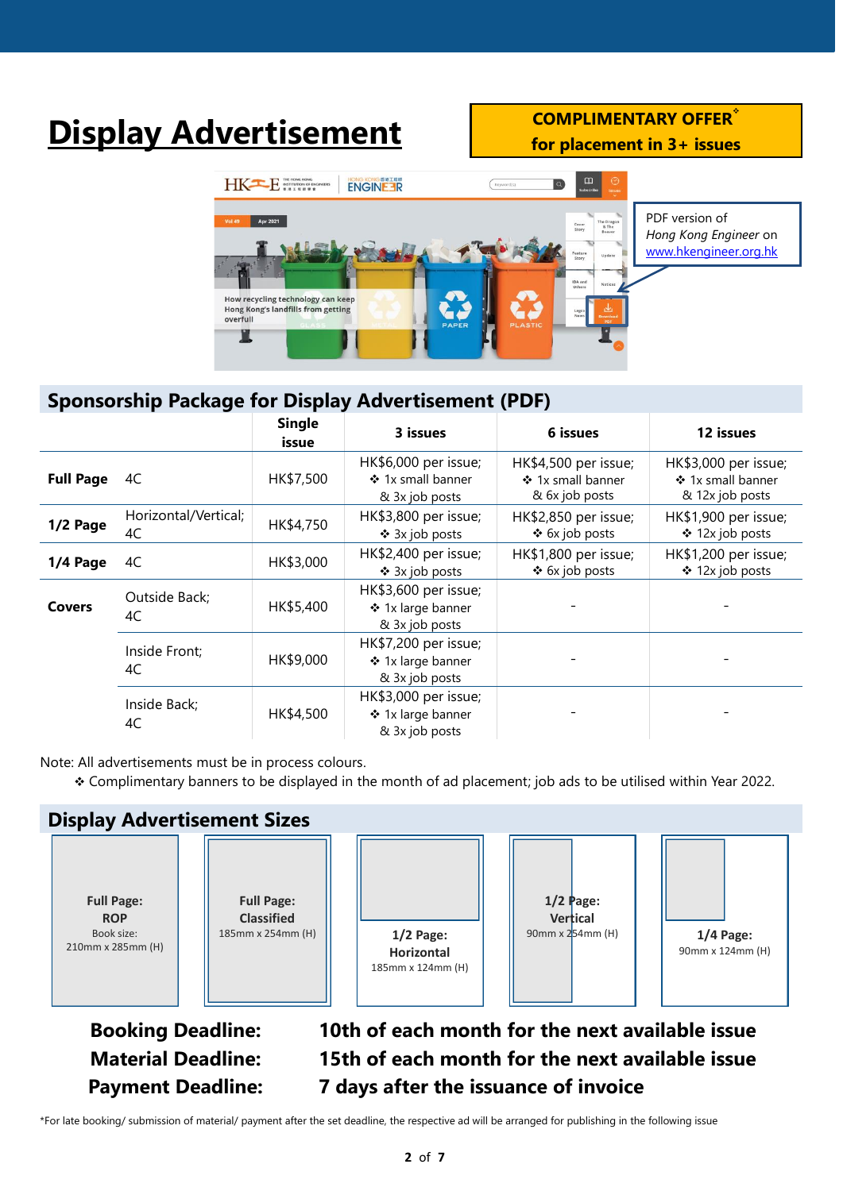# Display Advertisement

**COMPLIMENTARY OFFER❖ for placement in 3+ issues**

PDF version of *Hong Kong Engineer* on www.hkengineer.org.hk

## Sponsorship Package for Display Advertisement (PDF)

| | | Single issue | 3 issues | 6 issues | 12 issues |
|---|---|---|---|---|---|
| **Full Page** | 4C | HK$7,500 | HK$6,000 per issue; ❖ 1x small banner & 3x job posts | HK$4,500 per issue; ❖ 1x small banner & 6x job posts | HK$3,000 per issue; ❖ 1x small banner & 12x job posts |
| **1/2 Page** | Horizontal/Vertical; 4C | HK$4,750 | HK$3,800 per issue; ❖ 3x job posts | HK$2,850 per issue; ❖ 6x job posts | HK$1,900 per issue; ❖ 12x job posts |
| **1/4 Page** | 4C | HK$3,000 | HK$2,400 per issue; ❖ 3x job posts | HK$1,800 per issue; ❖ 6x job posts | HK$1,200 per issue; ❖ 12x job posts |
| **Covers** | Outside Back; 4C | HK$5,400 | HK$3,600 per issue; ❖ 1x large banner & 3x job posts | - | - |
| | Inside Front; 4C | HK$9,000 | HK$7,200 per issue; ❖ 1x large banner & 3x job posts | - | - |
| | Inside Back; 4C | HK$4,500 | HK$3,000 per issue; ❖ 1x large banner & 3x job posts | - | - |

Note: All advertisements must be in process colours.

❖ Complimentary banners to be displayed in the month of ad placement; job ads to be utilised within Year 2022.

## Display Advertisement Sizes

- **Full Page: ROP** — Book size: 210mm x 285mm (H)
- **Full Page: Classified** — 185mm x 254mm (H)
- **1/2 Page: Horizontal** — 185mm x 124mm (H)
- **1/2 Page: Vertical** — 90mm x 254mm (H)
- **1/4 Page:** — 90mm x 124mm (H)

**Booking Deadline:** **10th of each month for the next available issue**

**Material Deadline:** **15th of each month for the next available issue**

**Payment Deadline:** **7 days after the issuance of invoice**

*For late booking/ submission of material/ payment after the set deadline, the respective ad will be arranged for publishing in the following issue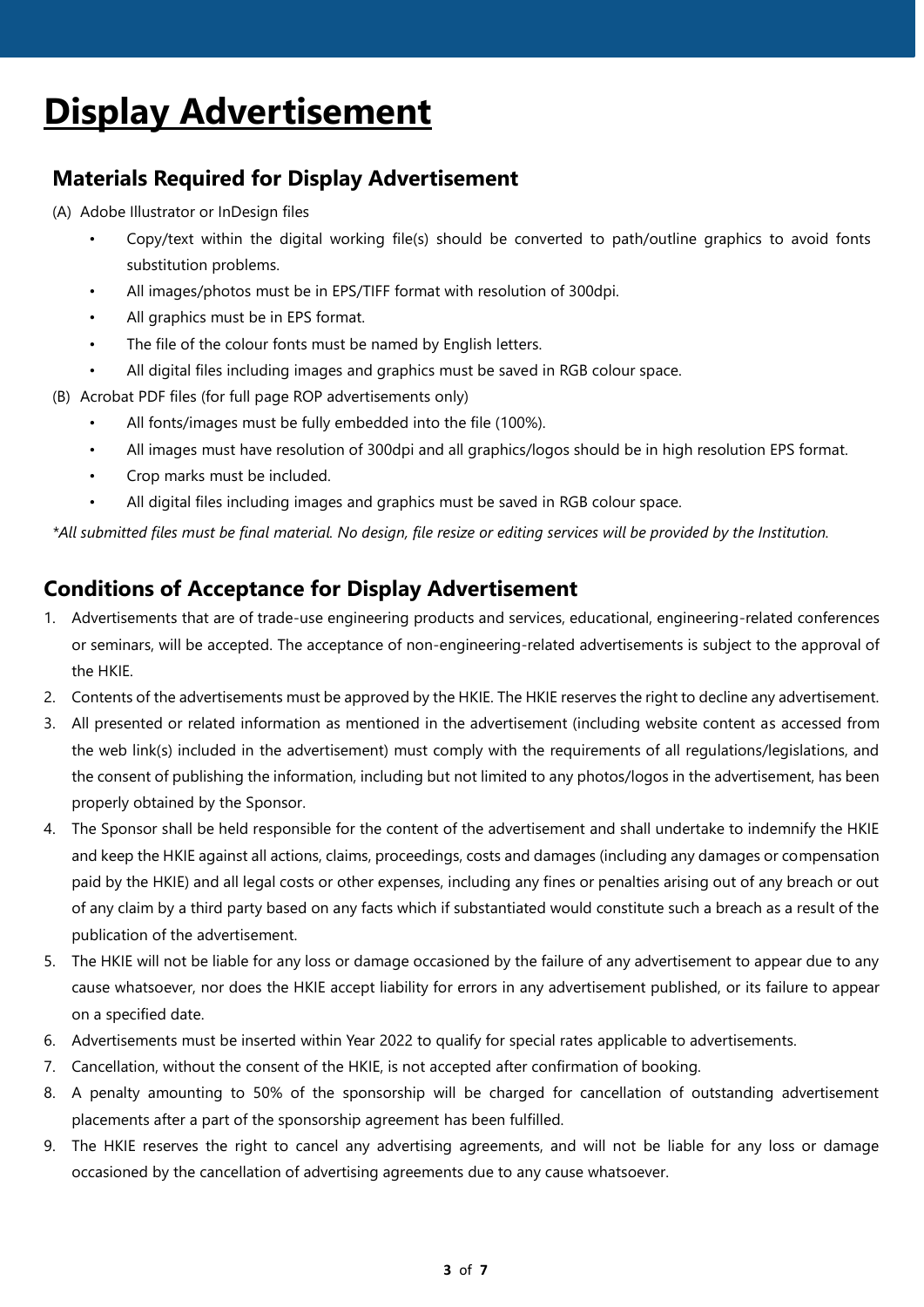# Display Advertisement

## Materials Required for Display Advertisement

(A) Adobe Illustrator or InDesign files

- Copy/text within the digital working file(s) should be converted to path/outline graphics to avoid fonts substitution problems.
- All images/photos must be in EPS/TIFF format with resolution of 300dpi.
- All graphics must be in EPS format.
- The file of the colour fonts must be named by English letters.
- All digital files including images and graphics must be saved in RGB colour space.

(B) Acrobat PDF files (for full page ROP advertisements only)

- All fonts/images must be fully embedded into the file (100%).
- All images must have resolution of 300dpi and all graphics/logos should be in high resolution EPS format.
- Crop marks must be included.
- All digital files including images and graphics must be saved in RGB colour space.

*\*All submitted files must be final material. No design, file resize or editing services will be provided by the Institution.*

## Conditions of Acceptance for Display Advertisement

1. Advertisements that are of trade-use engineering products and services, educational, engineering-related conferences or seminars, will be accepted. The acceptance of non-engineering-related advertisements is subject to the approval of the HKIE.
2. Contents of the advertisements must be approved by the HKIE. The HKIE reserves the right to decline any advertisement.
3. All presented or related information as mentioned in the advertisement (including website content as accessed from the web link(s) included in the advertisement) must comply with the requirements of all regulations/legislations, and the consent of publishing the information, including but not limited to any photos/logos in the advertisement, has been properly obtained by the Sponsor.
4. The Sponsor shall be held responsible for the content of the advertisement and shall undertake to indemnify the HKIE and keep the HKIE against all actions, claims, proceedings, costs and damages (including any damages or compensation paid by the HKIE) and all legal costs or other expenses, including any fines or penalties arising out of any breach or out of any claim by a third party based on any facts which if substantiated would constitute such a breach as a result of the publication of the advertisement.
5. The HKIE will not be liable for any loss or damage occasioned by the failure of any advertisement to appear due to any cause whatsoever, nor does the HKIE accept liability for errors in any advertisement published, or its failure to appear on a specified date.
6. Advertisements must be inserted within Year 2022 to qualify for special rates applicable to advertisements.
7. Cancellation, without the consent of the HKIE, is not accepted after confirmation of booking.
8. A penalty amounting to 50% of the sponsorship will be charged for cancellation of outstanding advertisement placements after a part of the sponsorship agreement has been fulfilled.
9. The HKIE reserves the right to cancel any advertising agreements, and will not be liable for any loss or damage occasioned by the cancellation of advertising agreements due to any cause whatsoever.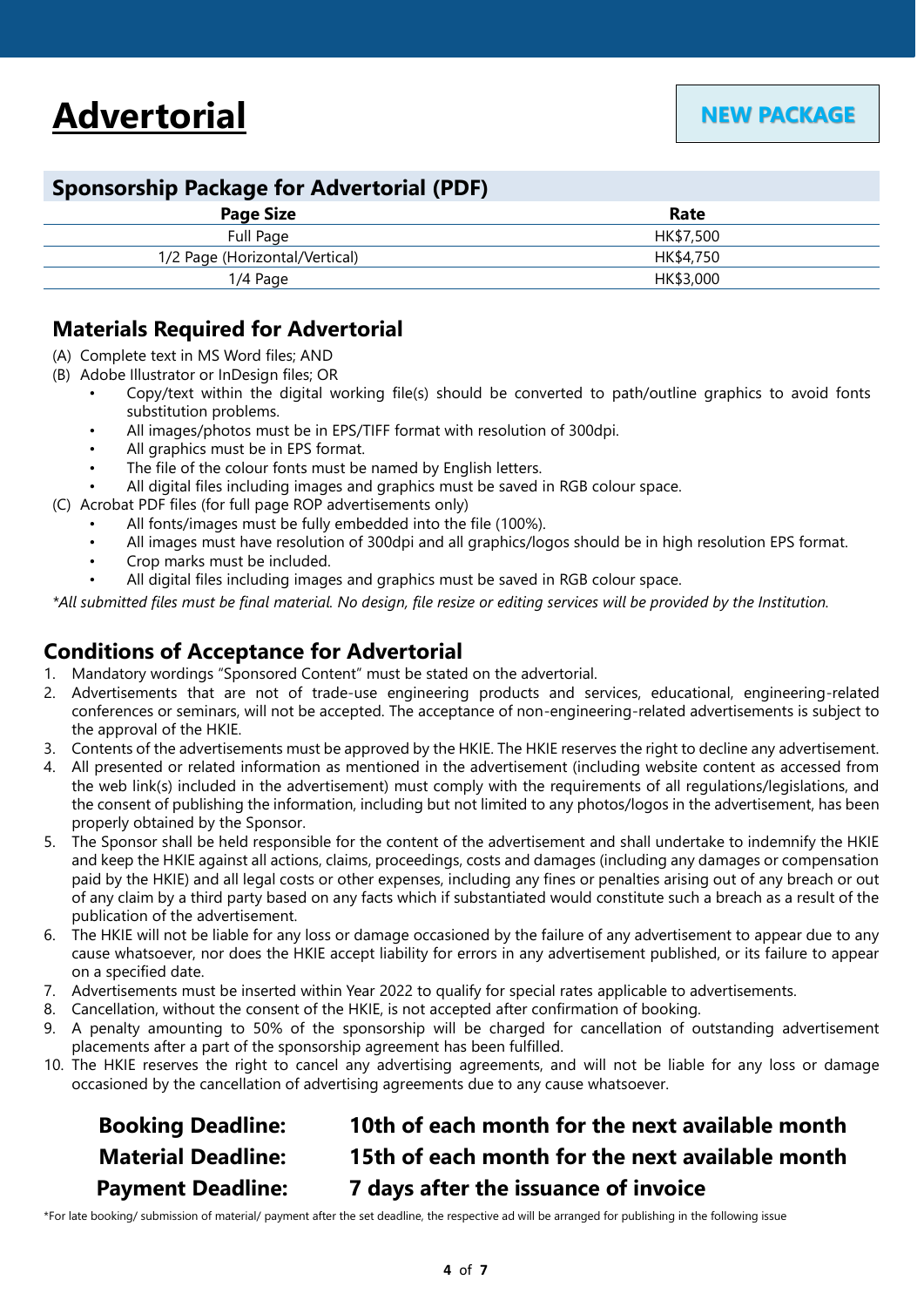# Advertorial

**NEW PACKAGE**

## Sponsorship Package for Advertorial (PDF)

| Page Size | Rate |
|---|---|
| Full Page | HK$7,500 |
| 1/2 Page (Horizontal/Vertical) | HK$4,750 |
| 1/4 Page | HK$3,000 |

## Materials Required for Advertorial

(A) Complete text in MS Word files; AND

(B) Adobe Illustrator or InDesign files; OR
- Copy/text within the digital working file(s) should be converted to path/outline graphics to avoid fonts substitution problems.
- All images/photos must be in EPS/TIFF format with resolution of 300dpi.
- All graphics must be in EPS format.
- The file of the colour fonts must be named by English letters.
- All digital files including images and graphics must be saved in RGB colour space.

(C) Acrobat PDF files (for full page ROP advertisements only)
- All fonts/images must be fully embedded into the file (100%).
- All images must have resolution of 300dpi and all graphics/logos should be in high resolution EPS format.
- Crop marks must be included.
- All digital files including images and graphics must be saved in RGB colour space.

*\*All submitted files must be final material. No design, file resize or editing services will be provided by the Institution.*

## Conditions of Acceptance for Advertorial

1. Mandatory wordings "Sponsored Content" must be stated on the advertorial.
2. Advertisements that are not of trade-use engineering products and services, educational, engineering-related conferences or seminars, will not be accepted. The acceptance of non-engineering-related advertisements is subject to the approval of the HKIE.
3. Contents of the advertisements must be approved by the HKIE. The HKIE reserves the right to decline any advertisement.
4. All presented or related information as mentioned in the advertisement (including website content as accessed from the web link(s) included in the advertisement) must comply with the requirements of all regulations/legislations, and the consent of publishing the information, including but not limited to any photos/logos in the advertisement, has been properly obtained by the Sponsor.
5. The Sponsor shall be held responsible for the content of the advertisement and shall undertake to indemnify the HKIE and keep the HKIE against all actions, claims, proceedings, costs and damages (including any damages or compensation paid by the HKIE) and all legal costs or other expenses, including any fines or penalties arising out of any breach or out of any claim by a third party based on any facts which if substantiated would constitute such a breach as a result of the publication of the advertisement.
6. The HKIE will not be liable for any loss or damage occasioned by the failure of any advertisement to appear due to any cause whatsoever, nor does the HKIE accept liability for errors in any advertisement published, or its failure to appear on a specified date.
7. Advertisements must be inserted within Year 2022 to qualify for special rates applicable to advertisements.
8. Cancellation, without the consent of the HKIE, is not accepted after confirmation of booking.
9. A penalty amounting to 50% of the sponsorship will be charged for cancellation of outstanding advertisement placements after a part of the sponsorship agreement has been fulfilled.
10. The HKIE reserves the right to cancel any advertising agreements, and will not be liable for any loss or damage occasioned by the cancellation of advertising agreements due to any cause whatsoever.

**Booking Deadline:** **10th of each month for the next available month**

**Material Deadline:** **15th of each month for the next available month**

**Payment Deadline:** **7 days after the issuance of invoice**

\*For late booking/ submission of material/ payment after the set deadline, the respective ad will be arranged for publishing in the following issue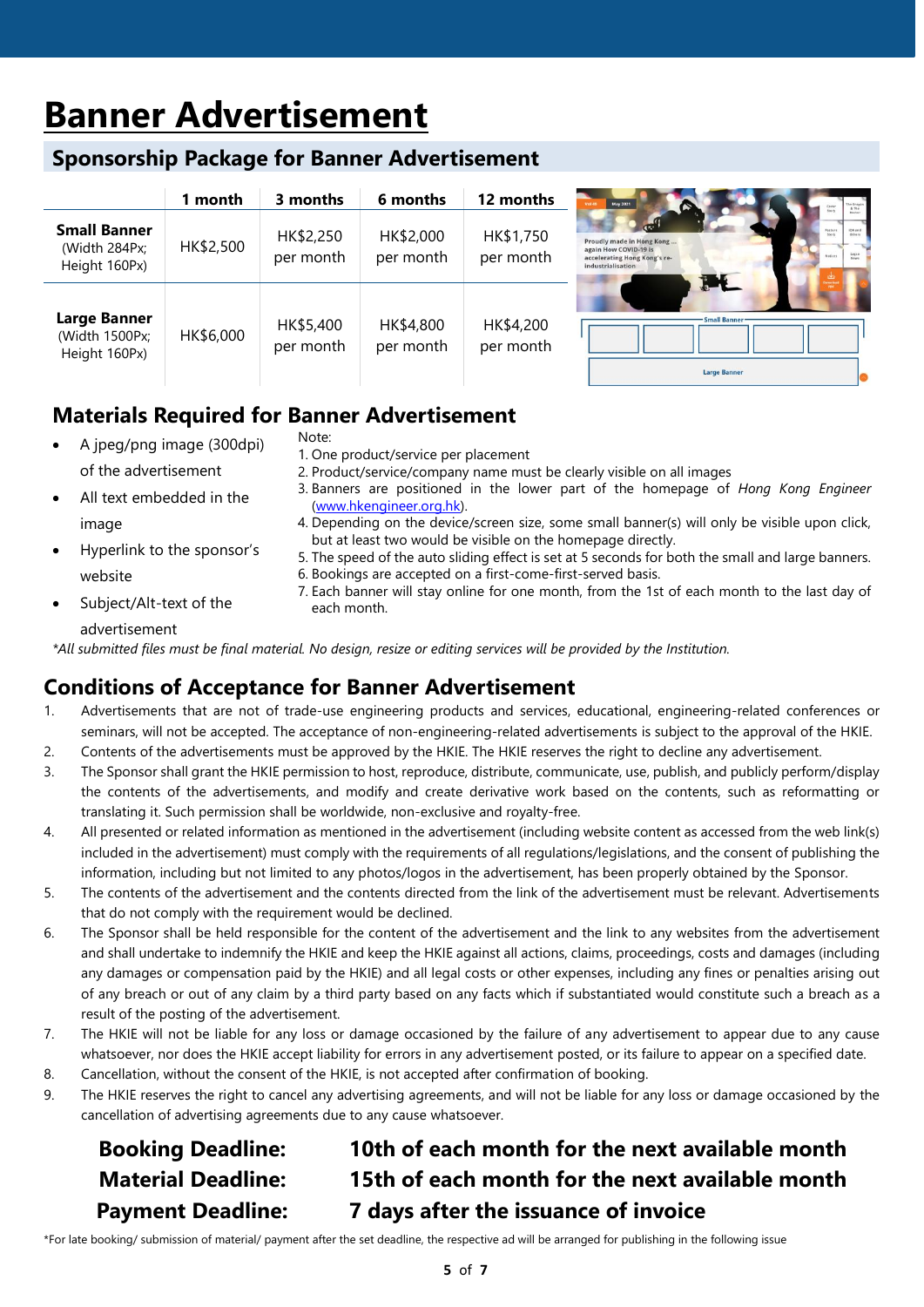# Banner Advertisement

## Sponsorship Package for Banner Advertisement

| | 1 month | 3 months | 6 months | 12 months |
|---|---|---|---|---|
| **Small Banner** (Width 284Px; Height 160Px) | HK$2,500 | HK$2,250 per month | HK$2,000 per month | HK$1,750 per month |
| **Large Banner** (Width 1500Px; Height 160Px) | HK$6,000 | HK$5,400 per month | HK$4,800 per month | HK$4,200 per month |

## Materials Required for Banner Advertisement

- A jpeg/png image (300dpi) of the advertisement
- All text embedded in the image
- Hyperlink to the sponsor's website
- Subject/Alt-text of the advertisement

Note:

1. One product/service per placement
2. Product/service/company name must be clearly visible on all images
3. Banners are positioned in the lower part of the homepage of *Hong Kong Engineer* ([www.hkengineer.org.hk](http://www.hkengineer.org.hk)).
4. Depending on the device/screen size, some small banner(s) will only be visible upon click, but at least two would be visible on the homepage directly.
5. The speed of the auto sliding effect is set at 5 seconds for both the small and large banners.
6. Bookings are accepted on a first-come-first-served basis.
7. Each banner will stay online for one month, from the 1st of each month to the last day of each month.

*\*All submitted files must be final material. No design, resize or editing services will be provided by the Institution.*

## Conditions of Acceptance for Banner Advertisement

1. Advertisements that are not of trade-use engineering products and services, educational, engineering-related conferences or seminars, will not be accepted. The acceptance of non-engineering-related advertisements is subject to the approval of the HKIE.
2. Contents of the advertisements must be approved by the HKIE. The HKIE reserves the right to decline any advertisement.
3. The Sponsor shall grant the HKIE permission to host, reproduce, distribute, communicate, use, publish, and publicly perform/display the contents of the advertisements, and modify and create derivative work based on the contents, such as reformatting or translating it. Such permission shall be worldwide, non-exclusive and royalty-free.
4. All presented or related information as mentioned in the advertisement (including website content as accessed from the web link(s) included in the advertisement) must comply with the requirements of all regulations/legislations, and the consent of publishing the information, including but not limited to any photos/logos in the advertisement, has been properly obtained by the Sponsor.
5. The contents of the advertisement and the contents directed from the link of the advertisement must be relevant. Advertisements that do not comply with the requirement would be declined.
6. The Sponsor shall be held responsible for the content of the advertisement and the link to any websites from the advertisement and shall undertake to indemnify the HKIE and keep the HKIE against all actions, claims, proceedings, costs and damages (including any damages or compensation paid by the HKIE) and all legal costs or other expenses, including any fines or penalties arising out of any breach or out of any claim by a third party based on any facts which if substantiated would constitute such a breach as a result of the posting of the advertisement.
7. The HKIE will not be liable for any loss or damage occasioned by the failure of any advertisement to appear due to any cause whatsoever, nor does the HKIE accept liability for errors in any advertisement posted, or its failure to appear on a specified date.
8. Cancellation, without the consent of the HKIE, is not accepted after confirmation of booking.
9. The HKIE reserves the right to cancel any advertising agreements, and will not be liable for any loss or damage occasioned by the cancellation of advertising agreements due to any cause whatsoever.

**Booking Deadline:** **10th of each month for the next available month**

**Material Deadline:** **15th of each month for the next available month**

**Payment Deadline:** **7 days after the issuance of invoice**

\*For late booking/ submission of material/ payment after the set deadline, the respective ad will be arranged for publishing in the following issue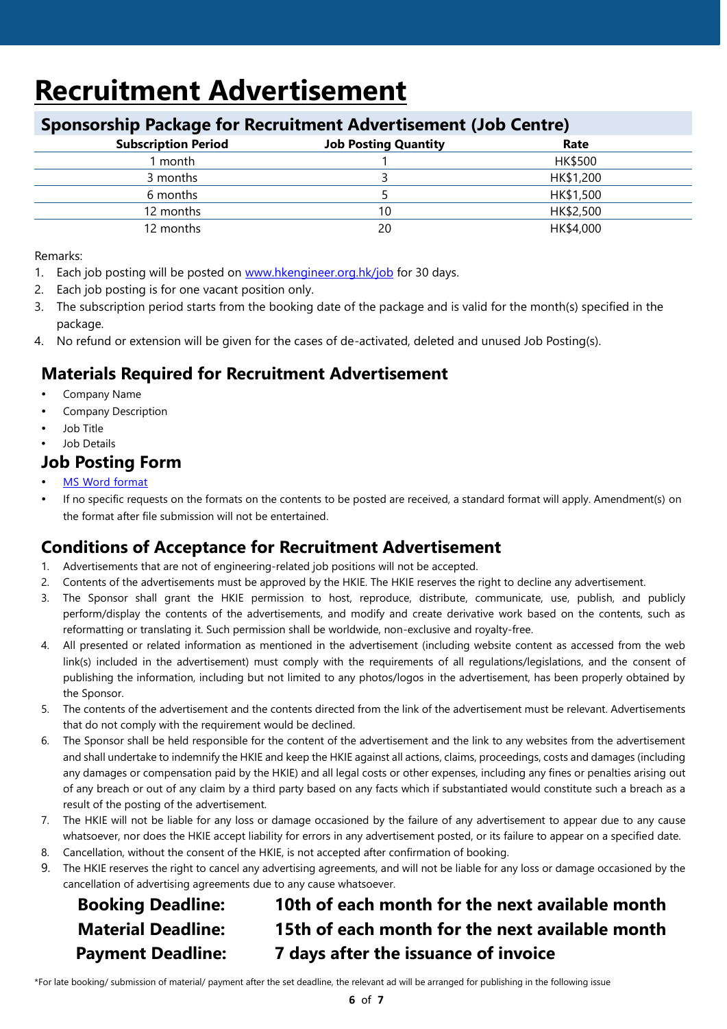# Recruitment Advertisement

## Sponsorship Package for Recruitment Advertisement (Job Centre)

| Subscription Period | Job Posting Quantity | Rate |
|---|---|---|
| 1 month | 1 | HK$500 |
| 3 months | 3 | HK$1,200 |
| 6 months | 5 | HK$1,500 |
| 12 months | 10 | HK$2,500 |
| 12 months | 20 | HK$4,000 |

Remarks:

1. Each job posting will be posted on [www.hkengineer.org.hk/job](www.hkengineer.org.hk/job) for 30 days.
2. Each job posting is for one vacant position only.
3. The subscription period starts from the booking date of the package and is valid for the month(s) specified in the package.
4. No refund or extension will be given for the cases of de-activated, deleted and unused Job Posting(s).

## Materials Required for Recruitment Advertisement

- Company Name
- Company Description
- Job Title
- Job Details

## Job Posting Form

- MS Word format
- If no specific requests on the formats on the contents to be posted are received, a standard format will apply. Amendment(s) on the format after file submission will not be entertained.

## Conditions of Acceptance for Recruitment Advertisement

1. Advertisements that are not of engineering-related job positions will not be accepted.
2. Contents of the advertisements must be approved by the HKIE. The HKIE reserves the right to decline any advertisement.
3. The Sponsor shall grant the HKIE permission to host, reproduce, distribute, communicate, use, publish, and publicly perform/display the contents of the advertisements, and modify and create derivative work based on the contents, such as reformatting or translating it. Such permission shall be worldwide, non-exclusive and royalty-free.
4. All presented or related information as mentioned in the advertisement (including website content as accessed from the web link(s) included in the advertisement) must comply with the requirements of all regulations/legislations, and the consent of publishing the information, including but not limited to any photos/logos in the advertisement, has been properly obtained by the Sponsor.
5. The contents of the advertisement and the contents directed from the link of the advertisement must be relevant. Advertisements that do not comply with the requirement would be declined.
6. The Sponsor shall be held responsible for the content of the advertisement and the link to any websites from the advertisement and shall undertake to indemnify the HKIE and keep the HKIE against all actions, claims, proceedings, costs and damages (including any damages or compensation paid by the HKIE) and all legal costs or other expenses, including any fines or penalties arising out of any breach or out of any claim by a third party based on any facts which if substantiated would constitute such a breach as a result of the posting of the advertisement.
7. The HKIE will not be liable for any loss or damage occasioned by the failure of any advertisement to appear due to any cause whatsoever, nor does the HKIE accept liability for errors in any advertisement posted, or its failure to appear on a specified date.
8. Cancellation, without the consent of the HKIE, is not accepted after confirmation of booking.
9. The HKIE reserves the right to cancel any advertising agreements, and will not be liable for any loss or damage occasioned by the cancellation of advertising agreements due to any cause whatsoever.

**Booking Deadline:** **10th of each month for the next available month**

**Material Deadline:** **15th of each month for the next available month**

**Payment Deadline:** **7 days after the issuance of invoice**

*For late booking/ submission of material/ payment after the set deadline, the relevant ad will be arranged for publishing in the following issue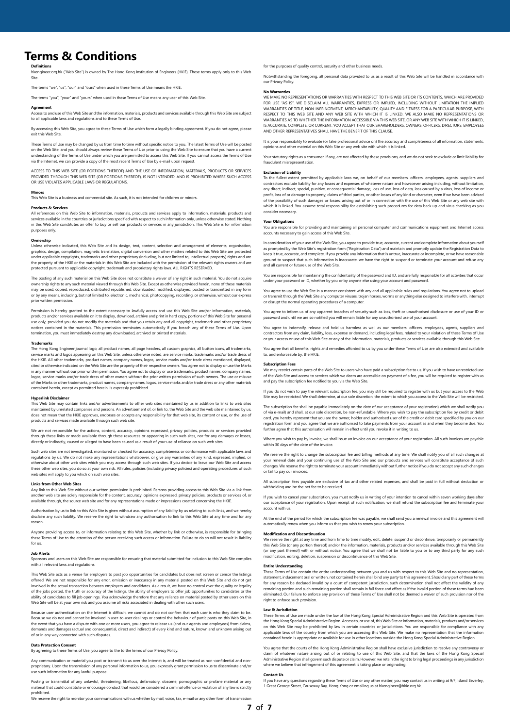# Terms & Conditions

### Definitions

hkengineer.org.hk ("Web Site") is owned by The Hong Kong Institution of Engineers (HKIE). These terms apply only to this Web Site.

The terms "we", "us", "our" and "ours" when used in these Terms of Use means the HKIE.

The terms "you", "your" and "yours" when used in these Terms of Use means any user of this Web Site.

### Agreement

Access to and use of this Web Site and the information, materials, products and services available through this Web Site are subject to all applicable laws and regulations and to these Terms of Use.

By accessing this Web Site, you agree to these Terms of Use which form a legally binding agreement. If you do not agree, please exit this Web Site.

These Terms of Use may be changed by us from time to time without specific notice to you. The latest Terms of Use will be posted on the Web Site, and you should always review these Terms of Use prior to using the Web Site to ensure that you have a current understanding of the Terms of Use under which you are permitted to access this Web Site. If you cannot access the Terms of Use via the Internet, we can provide a copy of the most recent Terms of Use by e-mail upon request.

ACCESS TO THIS WEB SITE (OR PORTIONS THEREOF) AND THE USE OF INFORMATION, MATERIALS, PRODUCTS OR SERVICES PROVIDED THROUGH THIS WEB SITE (OR PORTIONS THEREOF), IS NOT INTENDED, AND IS PROHIBITED WHERE SUCH ACCESS OR USE VIOLATES APPLICABLE LAWS OR REGULATIONS.

### Minors

This Web Site is a business and commercial site. As such, it is not intended for children or minors.

### Products & Services

All references on this Web Site to information, materials, products and services apply to information, materials, products and services available in the countries or jurisdictions specified with respect to such information only, unless otherwise stated. Nothing in this Web Site constitutes an offer to buy or sell our products or services in any jurisdiction. This Web Site is for information purposes only.

### Ownership

Unless otherwise indicated, this Web Site and its design, text, content, selection and arrangement of elements, organisation, graphics, design, compilation, magnetic translation, digital conversion and other matters related to this Web Site are protected under applicable copyrights, trademarks and other proprietary (including, but not limited to, intellectual property) rights and are the property of the HKIE or the materials in this Web Site are included with the permission of the relevant rights owners and are protected pursuant to applicable copyright, trademark and proprietary rights laws. ALL RIGHTS RESERVED.

The posting of any such material on this Web Site does not constitute a waiver of any right in such material. You do not acquire ownership rights to any such material viewed through this Web Site. Except as otherwise provided herein, none of these materials may be used, copied, reproduced, distributed republished, downloaded, modified, displayed, posted or transmitted in any form or by any means, including, but not limited to, electronic, mechanical, photocopying, recording, or otherwise, without our express prior written permission.

Permission is hereby granted to the extent necessary to lawfully access and use this Web Site and/or information, materials, products and/or services available on it to display, download, archive and print in hard copy, portions of this Web Site for personal use only, provided you do not modify the materials and that you retain any and all copyright, trademark and other proprietary notices contained in the materials. This permission terminates automatically if you breach any of these Terms of Use. Upon termination, you must immediately destroy any downloaded, archived or printed materials.

### Trademarks

The Hong Kong Engineer journal logo, all product names, all page headers, all custom graphics, all button icons, all trademarks, service marks and logos appearing on this Web Site, unless otherwise noted, are service marks, trademarks and/or trade dress of the HKIE. All other trademarks, product names, company names, logos, service marks and/or trade dress mentioned, displayed, cited or otherwise indicated on the Web Site are the property of their respective owners. You agree not to display or use the Marks in any manner without our prior written permission. You agree not to display or use trademarks, product names, company names, logos, service marks and/or trade dress of other owners without the prior written permission of such owners. The use or misuse of the Marks or other trademarks, product names, company names, logos, service marks and/or trade dress or any other materials contained herein, except as permitted herein, is expressly prohibited.

### Hyperlink Disclaimer

This Web Site may contain links and/or advertisements to other web sites maintained by us in addition to links to web sites maintained by unrelated companies and persons. An advertisement of, or link to, the Web Site and the web site maintained by us, does not mean that the HKIE approves, endorses or accepts any responsibility for that web site, its content or use, or the use of products and services made available through such web site.

We are not responsible for the actions, content, accuracy, opinions expressed, privacy policies, products or services provided through these links or made available through these resources or appearing in such web sites, nor for any damages or losses, directly or indirectly, caused or alleged to have been caused as a result of your use of reliance on such web sites.

Such web sites are not investigated, monitored or checked for accuracy, completeness or conformance with applicable laws and regulations by us. We do not make any representations whatsoever, or give any warranties of any kind, expressed, implied, or otherwise about other web sites which you may access through such web sites. If you decide to leave our Web Site and access these other web sites, you do so at your own risk. All rules, policies (including privacy policies) and operating procedures of such web sites will apply to you which on such web sites.

### Links from Other Web Sites

Any link to this Web Site without our written permission is prohibited. Persons providing access to this Web Site via a link from another web site are solely responsible for the content, accuracy, opinions expressed, privacy policies, products or services of, or available through, the source web site and for any representations made or impressions created concerning the HKIE.

Authorisation by us to link to this Web Site is given without assumption of any liability by us relating to such links, and we hereby disclaim any such liability. We reserve the right to withdraw any authorisation to link to this Web Site at any time and for any reason.

Anyone providing access to, or information relating to this Web Site, whether by link or otherwise, is responsible for bringing these Terms of Use to the attention of the person receiving such access or information. Failure to do so will not result in liability for us.

### Job Alerts

Sponsors and users on this Web Site are responsible for ensuring that material submitted for inclusion to this Web Site complies with all relevant laws and regulations.

This Web Site acts as a venue for employers to post job opportunities for candidates but does not screen or censor the listings offered. We are not responsible for any error, omission or inaccuracy in any material posted on this Web Site and do not get involved in the actual transaction between employers and candidates. As a result, we have no control over the quality or legality of the jobs posted, the truth or accuracy of the listings, the ability of employers to offer job opportunities to candidates or the ability of candidates to fill job openings. You acknowledge therefore that any reliance on material posted by other users on this Web Site will be at your own risk and you assume all risks associated in dealing with other such users.

Because user authentication on the Internet is difficult, we cannot and do not confirm that each user is who they claim to be. Because we do not and cannot be involved in user-to-user dealings or control the behaviour of participants on this Web Site, in the event that you have a dispute with one or more users, you agree to release us (and our agents and employees) from claims, demands and damages (actual and consequential, direct and indirect) of every kind and nature, known and unknown arising out of or in any way connected with such disputes.

### Data Protection Consent

By agreeing to these Terms of Use, you agree to the to the terms of our Privacy Policy.

Any communication or material you post or transmit to us over the Internet is, and will be treated as non-confidential and non-proprietary. Upon the transmission of any personal information to us, you expressly grant permission to us to disseminate and/or use such information for any lawful purpose.

Posting or transmittal of any unlawful, threatening, libellous, defamatory, obscene, pornographic or profane material or any material that could constitute or encourage conduct that would be considered a criminal offence or violation of any law is strictly prohibited.

We reserve the right to monitor your communications with us whether by mail, voice, tax, e-mail or any other form of transmission for the purposes of quality control, security and other business needs.

Notwithstanding the foregoing, all personal data provided to us as a result of this Web Site will be handled in accordance with our Privacy Policy.

### No Warranties

WE MAKE NO REPRESENTATIONS OR WARRANTIES WITH RESPECT TO THIS WEB SITE OR ITS CONTENTS, WHICH ARE PROVIDED FOR USE "AS IS". WE DISCLAIM ALL WARRANTIES, EXPRESS OR IMPLIED, INCLUDING WITHOUT LIMITATION THE IMPLIED WARRANTIES OF TITLE, NON-INFRINGEMENT, MERCHANTABILITY, QUALITY AND FITNESS FOR A PARTICULAR PURPOSE, WITH RESPECT TO THIS WEB SITE AND ANY WEB SITE WITH WHICH IT IS LINKED. WE ALSO MAKE NO REPRESENTATIONS OR WARRANTIES AS TO WHETHER THE INFORMATION ACCESSIBLE VIA THIS WEB SITE, OR ANY WEB SITE WITH WHICH IT IS LINKED, IS ACCURATE, COMPLETE, OR CURRENT. YOU ACCEPT THAT OUR SHAREHOLDERS, OWNERS, OFFICERS, DIRECTORS, EMPLOYEES AND OTHER REPRESENTATIVES SHALL HAVE THE BENEFIT OF THIS CLAUSE.

It is your responsibility to evaluate (or take professional advice on) the accuracy and completeness of all information, statements, opinions and other material on this Web Site or any web site with which it is linked.

Your statutory rights as a consumer, if any, are not affected by these provisions, and we do not seek to exclude or limit liability for fraudulent misrepresentation.

### Exclusion of Liability

To the fullest extent permitted by applicable laws we, on behalf of our members, officers, employees, agents, suppliers and contractors exclude liability for any losses and expenses of whatever nature and howsoever arising including, without limitation, any direct, indirect, special, punitive, or consequential damage, loss of use, loss of data, loss caused by a virus, loss of income or profit, loss of or damage to property, claims of third parties, or other losses of any kind or character, even if we have been advised of the possibility of such damages or losses, arising out of or in connection with the use of this Web Site or any web site with which it is linked. You assume total responsibility for establishing such procedures for data back up and virus checking as you consider necessary.

### Your Obligations

You are responsible for providing and maintaining all personal computer and communications equipment and Internet access accounts necessary to gain access of this Web Site.

In consideration of your use of the Web Site, you agree to provide true, accurate, current and complete information about yourself as prompted by the Web Site's registration form ("Registration Data") and maintain and promptly update the Registration Data to keep it true, accurate, and complete. If you provide any information that is untrue, inaccurate or incomplete, or we have reasonable ground to suspect that such information is inaccurate, we have the right to suspend or terminate your account and refuse any and all current or future use of the Web Site.

You are responsible for maintaining the confidentiality of the password and ID, and are fully responsible for all activities that occur under your password or ID, whether by you or by anyone else using your account and password.

You agree to use the Web Site in a manner consistent with any and all applicable rules and regulations. You agree not to upload or transmit through the Web Site any computer viruses, trojan horses, worms or anything else designed to interfere with, interrupt or disrupt the normal operating procedures of a computer.

You agree to inform us of any apparent breaches of security such as loss, theft or unauthorised disclosure or use of your ID or password and until we are so notified you will remain liable for any unauthorised use of your account.

You agree to indemnify, release and to hold us harmless as well as our members, officers, employees, agents, suppliers and contractors from any claim, liability, loss, expense or demand, including legal fees, related to your violation of these Terms of Use or your access or use of this Web Site or any of the information, materials, products or services available through this Web Site.

You agree that all benefits, rights and remedies afforded to us by you under these Terms of Use are also extended and available to, and enforceable by, the HKIE.

### Subscription Fees

We may restrict certain parts of the Web Site to users who have paid a subscription fee to us. If you wish to have unrestricted use of the Web Site and access to services which we deem are accessible on payment of a fee, you will be required to register with us and pay the subscription fee notified to you via the Web Site.

If you do not wish to pay the relevant subscription fee, you may still be required to register with us but your access to the Web Site may be restricted. We shall determine, at our sole discretion, the extent to which access to the Web Site will be restricted.

The subscription fee shall be payable immediately on the date of our acceptance of your registration) which we shall notify you of via e-mail) and shall, at our sole discretion, be non-refundable. Where you wish to pay the subscription fee by credit or debit card, you hereby represent that you are the owner, holder and authorised user of the credit or debit card specified by you on our registration form and you agree that we are authorised to take payments from your account as and when they become due. You further agree that this authorisation will remain in effect until you revoke it in writing to us.

Where you wish to pay by invoice, we shall issue an invoice on our acceptance of your registration. All such invoices are payable within 30 days of the date of the invoice.

We reserve the right to change the subscription fee and billing methods at any time. We shall notify you of all such changes at your renewal date and your continuing use of the Web Site and our products and services will constitute acceptance of such changes. We reserve the right to terminate your account immediately without further notice if you do not accept any such changes or fail to pay our invoices.

All subscription fees payable are exclusive of tax and other related expenses, and shall be paid in full without deduction or withholding and be the net fee to be received.

If you wish to cancel your subscription, you must notify us in writing of your intention to cancel within seven working days after our acceptance of your registration. Upon receipt of such notification, we shall refund the subscription fee and terminate your account with us.

At the end of the period for which the subscription fee was payable, we shall send you a renewal invoice and this agreement will automatically renew when you inform us that you wish to renew your subscription.

### Modification and Discontinuation

We reserve the right at any time and from time to time modify, edit, delete, suspend or discontinue, temporarily or permanently this Web Site (or any portion thereof) and/or the information, materials, products and/or services available through this Web Site (or any part thereof) with or without notice. You agree that we shall not be liable to you or to any third party for any such modification, editing, deletion, suspension or discontinuance of this Web Site.

### Entire Understanding

These Terms of Use contain the entire understanding between you and us with respect to this Web Site and no representation, statement, inducement oral or written, not contained herein shall bind any party to this agreement. Should any part of these terms for any reason be declared invalid by a court of competent jurisdiction, such determination shall not affect the validity of any remaining portion and such remaining portion shall remain in full force and effect as if the invalid portion of these terms had been eliminated. Our failure to enforce any provision of these Terms of Use shall not be deemed a waiver of such provision nor of the right to enforce such provision.

### Law & Jurisdiction

These Terms of Use are made under the law of the Hong Kong Special Administrative Region and this Web Site is operated from the Hong Kong Special Administrative Region. Access to, or use of, this Web Site or information, materials, products and/or services on this Web Site may be prohibited by law in certain countries or jurisdictions. You are responsible for compliance with any applicable laws of the country from which you are accessing this Web Site. We make no representation that the information contained herein is appropriate or available for use in other locations outside the Hong Kong Special Administrative Region.

You agree that the courts of the Hong Kong Administrative Region shall have exclusive jurisdiction to resolve any controversy or claim of whatever nature arising out of or relating to use of this Web Site, and that the laws of the Hong Kong Special Administrative Region shall govern such dispute or claim. However, we retain the right to bring legal proceedings in any jurisdiction where we believe that infringement of this agreement is taking place or originating.

### Contact Us

If you have any questions regarding these Terms of Use or any other matter, you may contact us in writing at 9/F, Island Beverley, 1 Great George Street, Causeway Bay, Hong Kong or emailing us at hkengineer@hkie.org.hk.